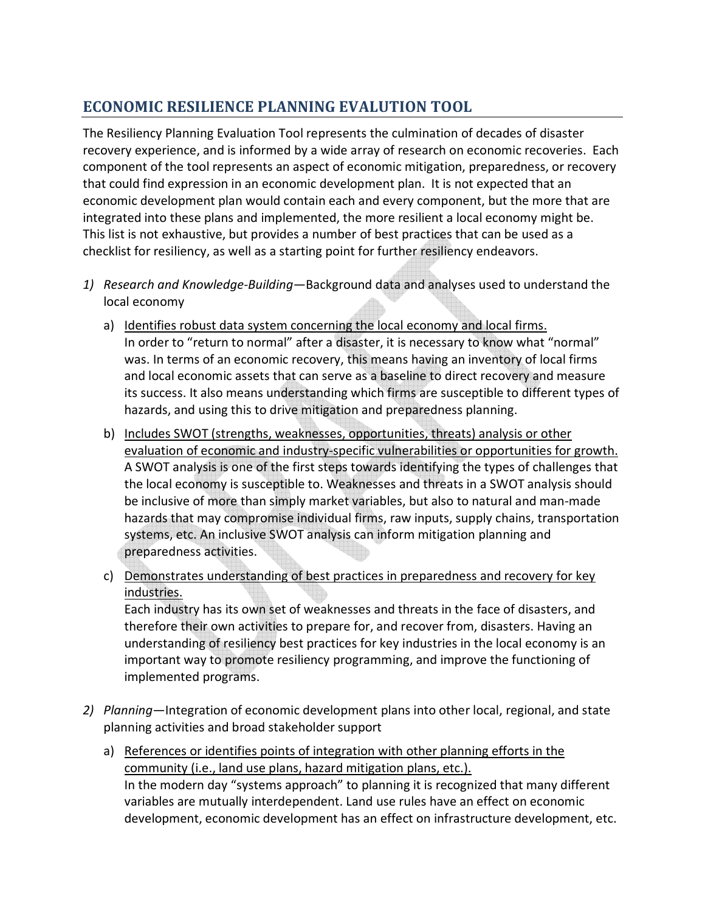## ECONOMIC RESILIENCE PLANNING EVALUTION TOOL

The Resiliency Planning Evaluation Tool represents the culmination of decades of disaster recovery experience, and is informed by a wide array of research on economic recoveries. Each component of the tool represents an aspect of economic mitigation, preparedness, or recovery that could find expression in an economic development plan. It is not expected that an economic development plan would contain each and every component, but the more that are integrated into these plans and implemented, the more resilient a local economy might be. This list is not exhaustive, but provides a number of best practices that can be used as a checklist for resiliency, as well as a starting point for further resiliency endeavors.

1) *Research and Knowledge-Building*—Background data and analyses used to understand the local economy

   a) <u>Identifies robust data system concerning the local economy and local firms.</u>
   In order to "return to normal" after a disaster, it is necessary to know what "normal" was. In terms of an economic recovery, this means having an inventory of local firms and local economic assets that can serve as a baseline to direct recovery and measure its success. It also means understanding which firms are susceptible to different types of hazards, and using this to drive mitigation and preparedness planning.

   b) <u>Includes SWOT (strengths, weaknesses, opportunities, threats) analysis or other evaluation of economic and industry-specific vulnerabilities or opportunities for growth.</u>
   A SWOT analysis is one of the first steps towards identifying the types of challenges that the local economy is susceptible to. Weaknesses and threats in a SWOT analysis should be inclusive of more than simply market variables, but also to natural and man-made hazards that may compromise individual firms, raw inputs, supply chains, transportation systems, etc. An inclusive SWOT analysis can inform mitigation planning and preparedness activities.

   c) <u>Demonstrates understanding of best practices in preparedness and recovery for key industries.</u>
   Each industry has its own set of weaknesses and threats in the face of disasters, and therefore their own activities to prepare for, and recover from, disasters. Having an understanding of resiliency best practices for key industries in the local economy is an important way to promote resiliency programming, and improve the functioning of implemented programs.

2) *Planning*—Integration of economic development plans into other local, regional, and state planning activities and broad stakeholder support

   a) <u>References or identifies points of integration with other planning efforts in the community (i.e., land use plans, hazard mitigation plans, etc.).</u>
   In the modern day "systems approach" to planning it is recognized that many different variables are mutually interdependent. Land use rules have an effect on economic development, economic development has an effect on infrastructure development, etc.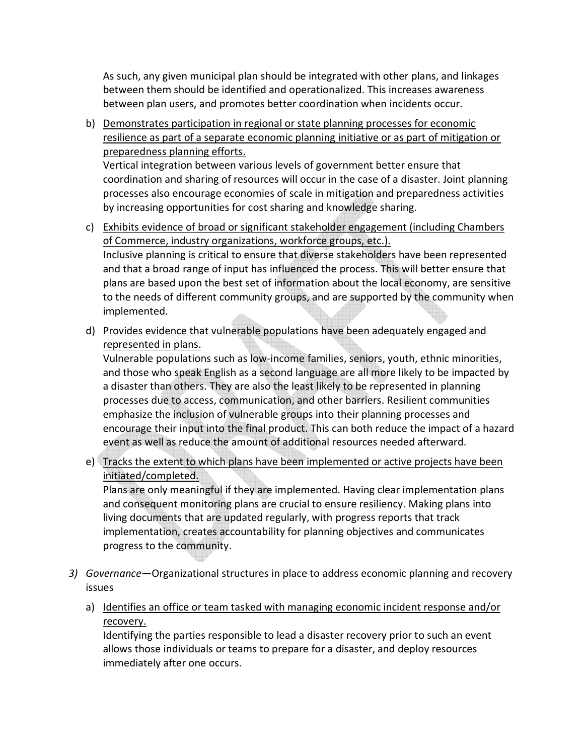As such, any given municipal plan should be integrated with other plans, and linkages between them should be identified and operationalized. This increases awareness between plan users, and promotes better coordination when incidents occur.

b) <u>Demonstrates participation in regional or state planning processes for economic resilience as part of a separate economic planning initiative or as part of mitigation or preparedness planning efforts.</u>
Vertical integration between various levels of government better ensure that coordination and sharing of resources will occur in the case of a disaster. Joint planning processes also encourage economies of scale in mitigation and preparedness activities by increasing opportunities for cost sharing and knowledge sharing.

c) <u>Exhibits evidence of broad or significant stakeholder engagement (including Chambers of Commerce, industry organizations, workforce groups, etc.).</u>
Inclusive planning is critical to ensure that diverse stakeholders have been represented and that a broad range of input has influenced the process. This will better ensure that plans are based upon the best set of information about the local economy, are sensitive to the needs of different community groups, and are supported by the community when implemented.

d) <u>Provides evidence that vulnerable populations have been adequately engaged and represented in plans.</u>
Vulnerable populations such as low-income families, seniors, youth, ethnic minorities, and those who speak English as a second language are all more likely to be impacted by a disaster than others. They are also the least likely to be represented in planning processes due to access, communication, and other barriers. Resilient communities emphasize the inclusion of vulnerable groups into their planning processes and encourage their input into the final product. This can both reduce the impact of a hazard event as well as reduce the amount of additional resources needed afterward.

e) <u>Tracks the extent to which plans have been implemented or active projects have been initiated/completed.</u>
Plans are only meaningful if they are implemented. Having clear implementation plans and consequent monitoring plans are crucial to ensure resiliency. Making plans into living documents that are updated regularly, with progress reports that track implementation, creates accountability for planning objectives and communicates progress to the community.

3) *Governance*—Organizational structures in place to address economic planning and recovery issues

a) <u>Identifies an office or team tasked with managing economic incident response and/or recovery.</u>
Identifying the parties responsible to lead a disaster recovery prior to such an event allows those individuals or teams to prepare for a disaster, and deploy resources immediately after one occurs.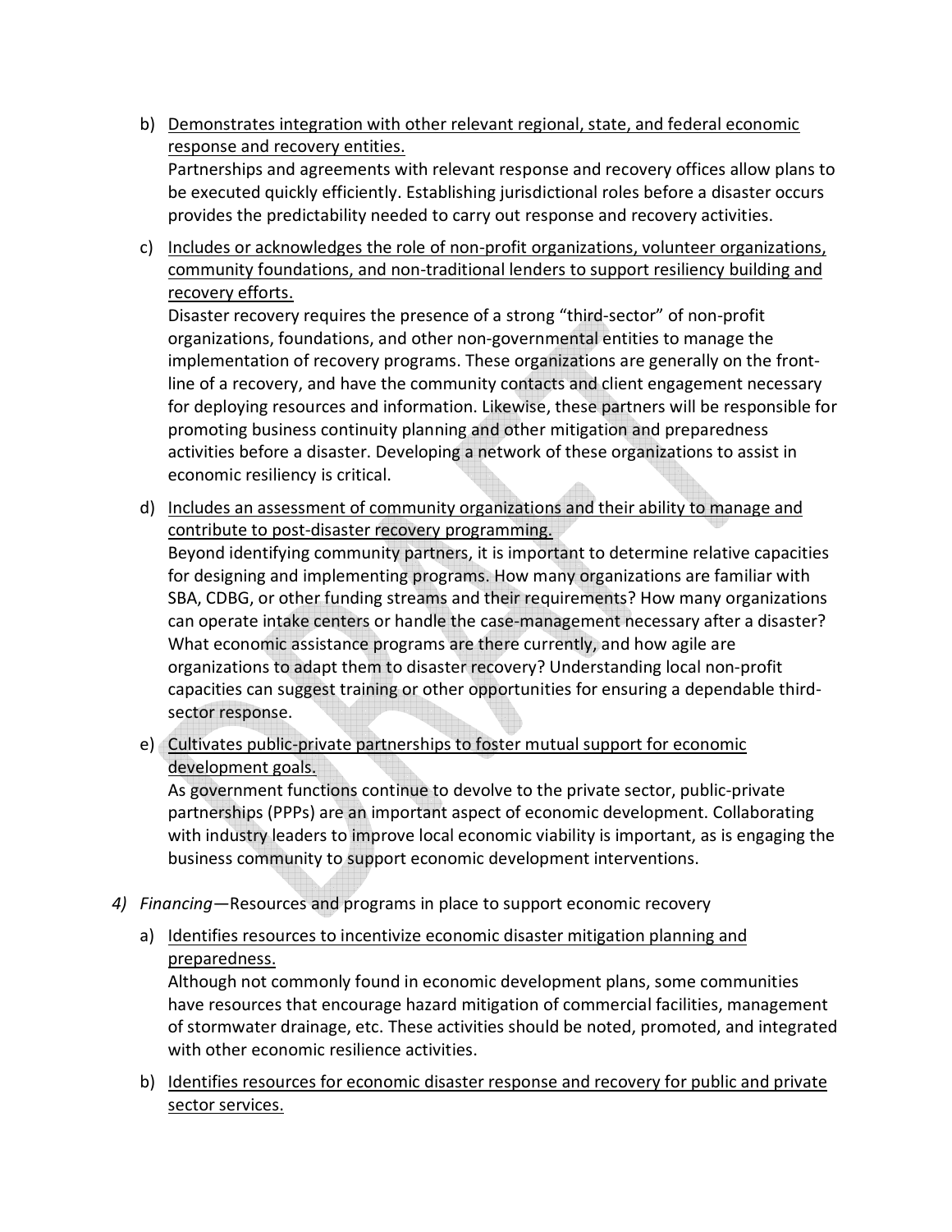b) <u>Demonstrates integration with other relevant regional, state, and federal economic response and recovery entities.</u>
   Partnerships and agreements with relevant response and recovery offices allow plans to be executed quickly efficiently. Establishing jurisdictional roles before a disaster occurs provides the predictability needed to carry out response and recovery activities.

c) <u>Includes or acknowledges the role of non-profit organizations, volunteer organizations, community foundations, and non-traditional lenders to support resiliency building and recovery efforts.</u>
   Disaster recovery requires the presence of a strong "third-sector" of non-profit organizations, foundations, and other non-governmental entities to manage the implementation of recovery programs. These organizations are generally on the front-line of a recovery, and have the community contacts and client engagement necessary for deploying resources and information. Likewise, these partners will be responsible for promoting business continuity planning and other mitigation and preparedness activities before a disaster. Developing a network of these organizations to assist in economic resiliency is critical.

d) <u>Includes an assessment of community organizations and their ability to manage and contribute to post-disaster recovery programming.</u>
   Beyond identifying community partners, it is important to determine relative capacities for designing and implementing programs. How many organizations are familiar with SBA, CDBG, or other funding streams and their requirements? How many organizations can operate intake centers or handle the case-management necessary after a disaster? What economic assistance programs are there currently, and how agile are organizations to adapt them to disaster recovery? Understanding local non-profit capacities can suggest training or other opportunities for ensuring a dependable third-sector response.

e) <u>Cultivates public-private partnerships to foster mutual support for economic development goals.</u>
   As government functions continue to devolve to the private sector, public-private partnerships (PPPs) are an important aspect of economic development. Collaborating with industry leaders to improve local economic viability is important, as is engaging the business community to support economic development interventions.

4) *Financing*—Resources and programs in place to support economic recovery

   a) <u>Identifies resources to incentivize economic disaster mitigation planning and preparedness.</u>
      Although not commonly found in economic development plans, some communities have resources that encourage hazard mitigation of commercial facilities, management of stormwater drainage, etc. These activities should be noted, promoted, and integrated with other economic resilience activities.

   b) <u>Identifies resources for economic disaster response and recovery for public and private sector services.</u>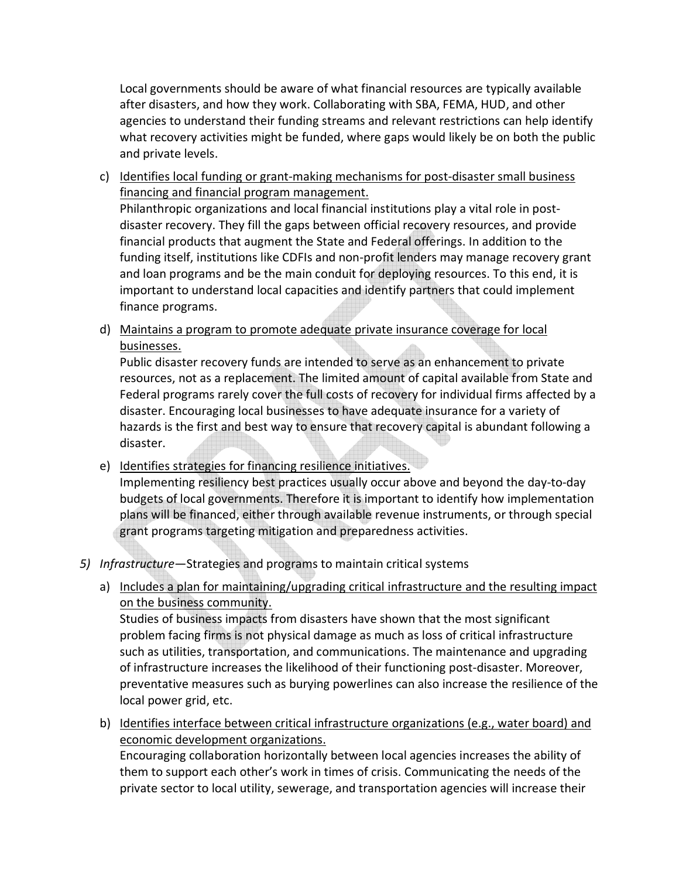Local governments should be aware of what financial resources are typically available after disasters, and how they work. Collaborating with SBA, FEMA, HUD, and other agencies to understand their funding streams and relevant restrictions can help identify what recovery activities might be funded, where gaps would likely be on both the public and private levels.

c) <u>Identifies local funding or grant-making mechanisms for post-disaster small business financing and financial program management.</u>
   Philanthropic organizations and local financial institutions play a vital role in post-disaster recovery. They fill the gaps between official recovery resources, and provide financial products that augment the State and Federal offerings. In addition to the funding itself, institutions like CDFIs and non-profit lenders may manage recovery grant and loan programs and be the main conduit for deploying resources. To this end, it is important to understand local capacities and identify partners that could implement finance programs.

d) <u>Maintains a program to promote adequate private insurance coverage for local businesses.</u>
   Public disaster recovery funds are intended to serve as an enhancement to private resources, not as a replacement. The limited amount of capital available from State and Federal programs rarely cover the full costs of recovery for individual firms affected by a disaster. Encouraging local businesses to have adequate insurance for a variety of hazards is the first and best way to ensure that recovery capital is abundant following a disaster.

e) <u>Identifies strategies for financing resilience initiatives.</u>
   Implementing resiliency best practices usually occur above and beyond the day-to-day budgets of local governments. Therefore it is important to identify how implementation plans will be financed, either through available revenue instruments, or through special grant programs targeting mitigation and preparedness activities.

5) *Infrastructure*—Strategies and programs to maintain critical systems

   a) <u>Includes a plan for maintaining/upgrading critical infrastructure and the resulting impact on the business community.</u>
      Studies of business impacts from disasters have shown that the most significant problem facing firms is not physical damage as much as loss of critical infrastructure such as utilities, transportation, and communications. The maintenance and upgrading of infrastructure increases the likelihood of their functioning post-disaster. Moreover, preventative measures such as burying powerlines can also increase the resilience of the local power grid, etc.

   b) <u>Identifies interface between critical infrastructure organizations (e.g., water board) and economic development organizations.</u>
      Encouraging collaboration horizontally between local agencies increases the ability of them to support each other's work in times of crisis. Communicating the needs of the private sector to local utility, sewerage, and transportation agencies will increase their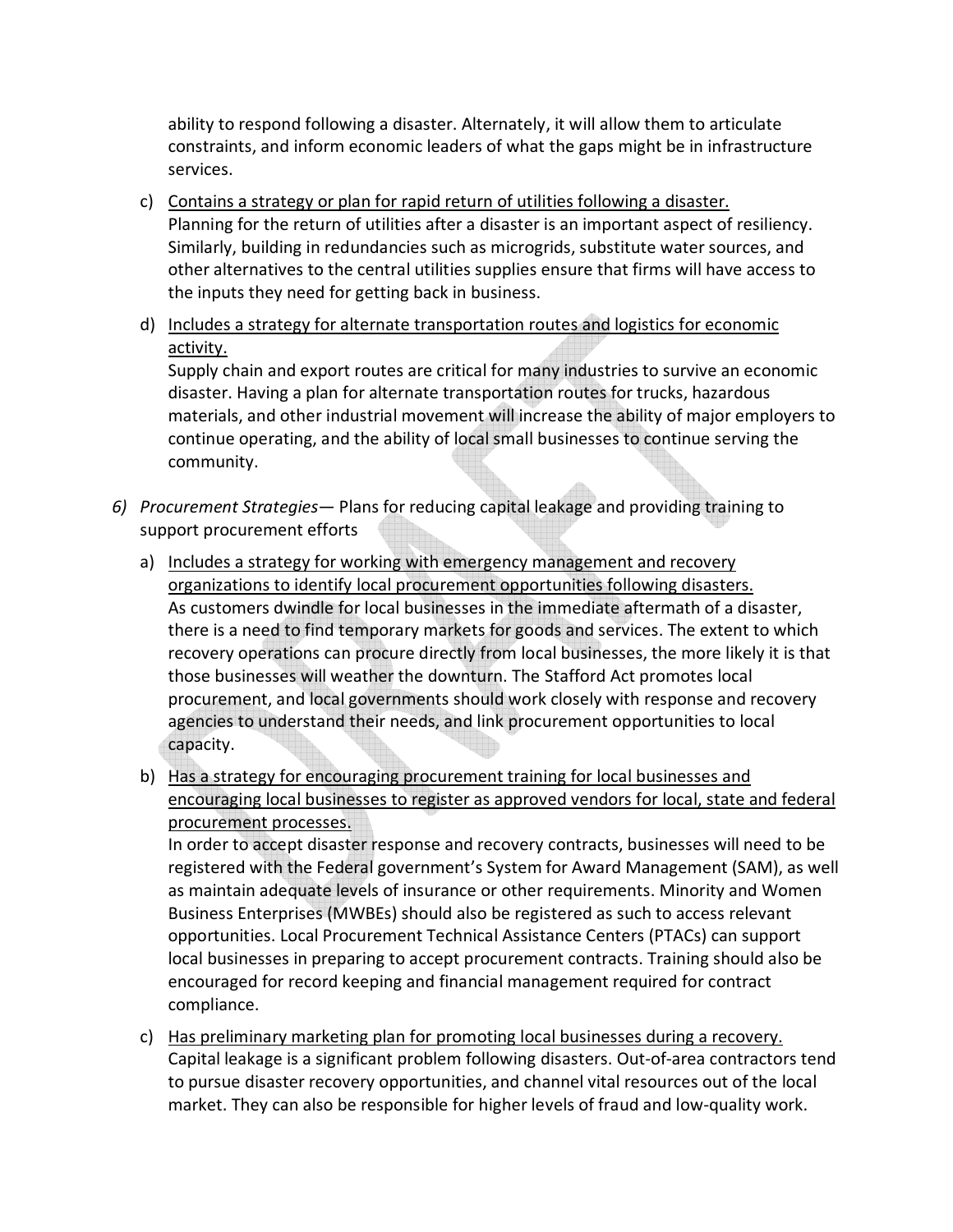ability to respond following a disaster. Alternately, it will allow them to articulate constraints, and inform economic leaders of what the gaps might be in infrastructure services.

c) Contains a strategy or plan for rapid return of utilities following a disaster.
Planning for the return of utilities after a disaster is an important aspect of resiliency. Similarly, building in redundancies such as microgrids, substitute water sources, and other alternatives to the central utilities supplies ensure that firms will have access to the inputs they need for getting back in business.

d) Includes a strategy for alternate transportation routes and logistics for economic activity.
Supply chain and export routes are critical for many industries to survive an economic disaster. Having a plan for alternate transportation routes for trucks, hazardous materials, and other industrial movement will increase the ability of major employers to continue operating, and the ability of local small businesses to continue serving the community.

6) *Procurement Strategies*— Plans for reducing capital leakage and providing training to support procurement efforts

a) Includes a strategy for working with emergency management and recovery organizations to identify local procurement opportunities following disasters.
As customers dwindle for local businesses in the immediate aftermath of a disaster, there is a need to find temporary markets for goods and services. The extent to which recovery operations can procure directly from local businesses, the more likely it is that those businesses will weather the downturn. The Stafford Act promotes local procurement, and local governments should work closely with response and recovery agencies to understand their needs, and link procurement opportunities to local capacity.

b) Has a strategy for encouraging procurement training for local businesses and encouraging local businesses to register as approved vendors for local, state and federal procurement processes.
In order to accept disaster response and recovery contracts, businesses will need to be registered with the Federal government's System for Award Management (SAM), as well as maintain adequate levels of insurance or other requirements. Minority and Women Business Enterprises (MWBEs) should also be registered as such to access relevant opportunities. Local Procurement Technical Assistance Centers (PTACs) can support local businesses in preparing to accept procurement contracts. Training should also be encouraged for record keeping and financial management required for contract compliance.

c) Has preliminary marketing plan for promoting local businesses during a recovery.
Capital leakage is a significant problem following disasters. Out-of-area contractors tend to pursue disaster recovery opportunities, and channel vital resources out of the local market. They can also be responsible for higher levels of fraud and low-quality work.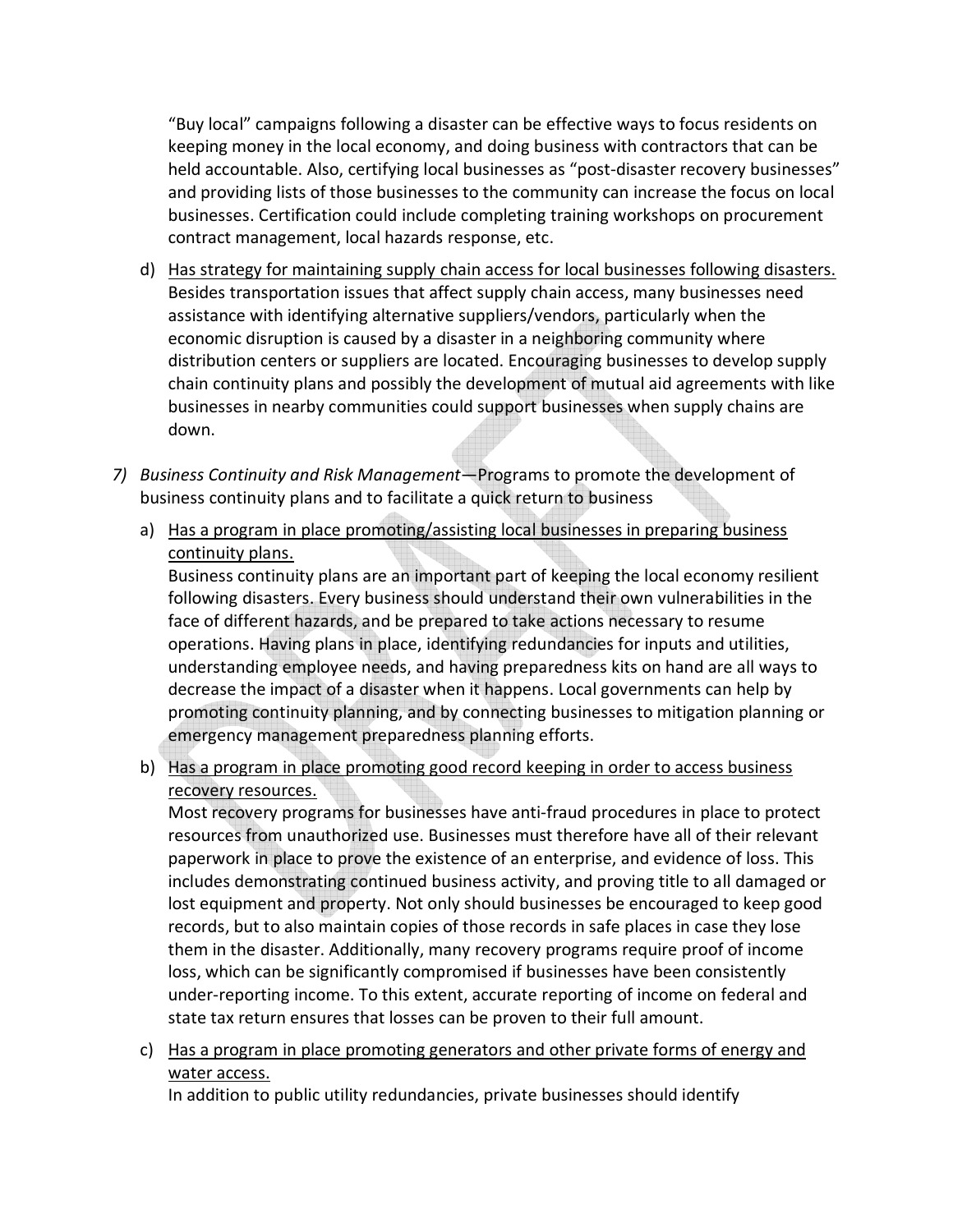"Buy local" campaigns following a disaster can be effective ways to focus residents on keeping money in the local economy, and doing business with contractors that can be held accountable. Also, certifying local businesses as "post-disaster recovery businesses" and providing lists of those businesses to the community can increase the focus on local businesses. Certification could include completing training workshops on procurement contract management, local hazards response, etc.

d) <u>Has strategy for maintaining supply chain access for local businesses following disasters.</u>
Besides transportation issues that affect supply chain access, many businesses need assistance with identifying alternative suppliers/vendors, particularly when the economic disruption is caused by a disaster in a neighboring community where distribution centers or suppliers are located. Encouraging businesses to develop supply chain continuity plans and possibly the development of mutual aid agreements with like businesses in nearby communities could support businesses when supply chains are down.

7) *Business Continuity and Risk Management*—Programs to promote the development of business continuity plans and to facilitate a quick return to business

a) <u>Has a program in place promoting/assisting local businesses in preparing business continuity plans.</u>
Business continuity plans are an important part of keeping the local economy resilient following disasters. Every business should understand their own vulnerabilities in the face of different hazards, and be prepared to take actions necessary to resume operations. Having plans in place, identifying redundancies for inputs and utilities, understanding employee needs, and having preparedness kits on hand are all ways to decrease the impact of a disaster when it happens. Local governments can help by promoting continuity planning, and by connecting businesses to mitigation planning or emergency management preparedness planning efforts.

b) <u>Has a program in place promoting good record keeping in order to access business recovery resources.</u>
Most recovery programs for businesses have anti-fraud procedures in place to protect resources from unauthorized use. Businesses must therefore have all of their relevant paperwork in place to prove the existence of an enterprise, and evidence of loss. This includes demonstrating continued business activity, and proving title to all damaged or lost equipment and property. Not only should businesses be encouraged to keep good records, but to also maintain copies of those records in safe places in case they lose them in the disaster. Additionally, many recovery programs require proof of income loss, which can be significantly compromised if businesses have been consistently under-reporting income. To this extent, accurate reporting of income on federal and state tax return ensures that losses can be proven to their full amount.

c) <u>Has a program in place promoting generators and other private forms of energy and water access.</u>
In addition to public utility redundancies, private businesses should identify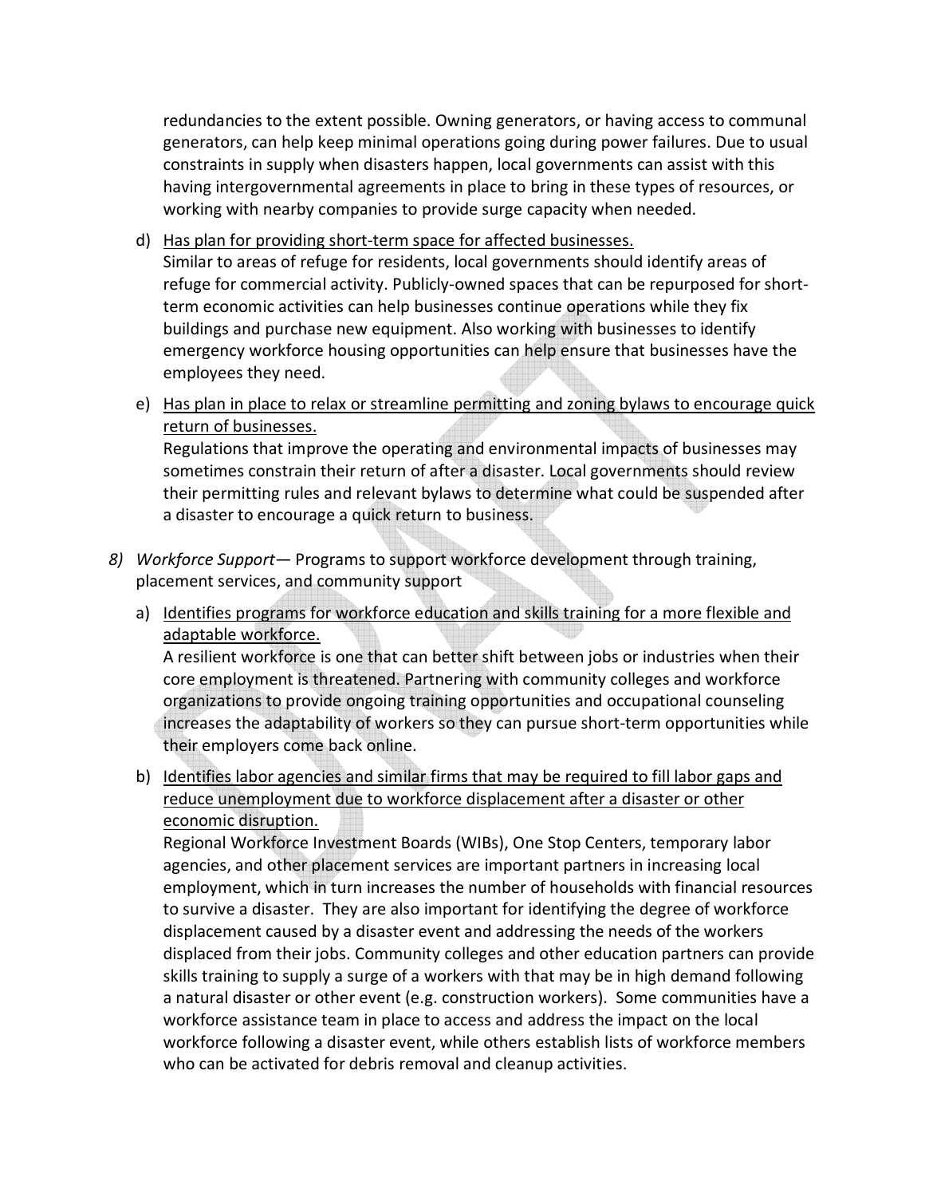redundancies to the extent possible. Owning generators, or having access to communal generators, can help keep minimal operations going during power failures. Due to usual constraints in supply when disasters happen, local governments can assist with this having intergovernmental agreements in place to bring in these types of resources, or working with nearby companies to provide surge capacity when needed.

d) Has plan for providing short-term space for affected businesses.
Similar to areas of refuge for residents, local governments should identify areas of refuge for commercial activity. Publicly-owned spaces that can be repurposed for short-term economic activities can help businesses continue operations while they fix buildings and purchase new equipment. Also working with businesses to identify emergency workforce housing opportunities can help ensure that businesses have the employees they need.

e) Has plan in place to relax or streamline permitting and zoning bylaws to encourage quick return of businesses.
Regulations that improve the operating and environmental impacts of businesses may sometimes constrain their return of after a disaster. Local governments should review their permitting rules and relevant bylaws to determine what could be suspended after a disaster to encourage a quick return to business.

8) *Workforce Support*— Programs to support workforce development through training, placement services, and community support

a) Identifies programs for workforce education and skills training for a more flexible and adaptable workforce.
A resilient workforce is one that can better shift between jobs or industries when their core employment is threatened. Partnering with community colleges and workforce organizations to provide ongoing training opportunities and occupational counseling increases the adaptability of workers so they can pursue short-term opportunities while their employers come back online.

b) Identifies labor agencies and similar firms that may be required to fill labor gaps and reduce unemployment due to workforce displacement after a disaster or other economic disruption.
Regional Workforce Investment Boards (WIBs), One Stop Centers, temporary labor agencies, and other placement services are important partners in increasing local employment, which in turn increases the number of households with financial resources to survive a disaster. They are also important for identifying the degree of workforce displacement caused by a disaster event and addressing the needs of the workers displaced from their jobs. Community colleges and other education partners can provide skills training to supply a surge of a workers with that may be in high demand following a natural disaster or other event (e.g. construction workers). Some communities have a workforce assistance team in place to access and address the impact on the local workforce following a disaster event, while others establish lists of workforce members who can be activated for debris removal and cleanup activities.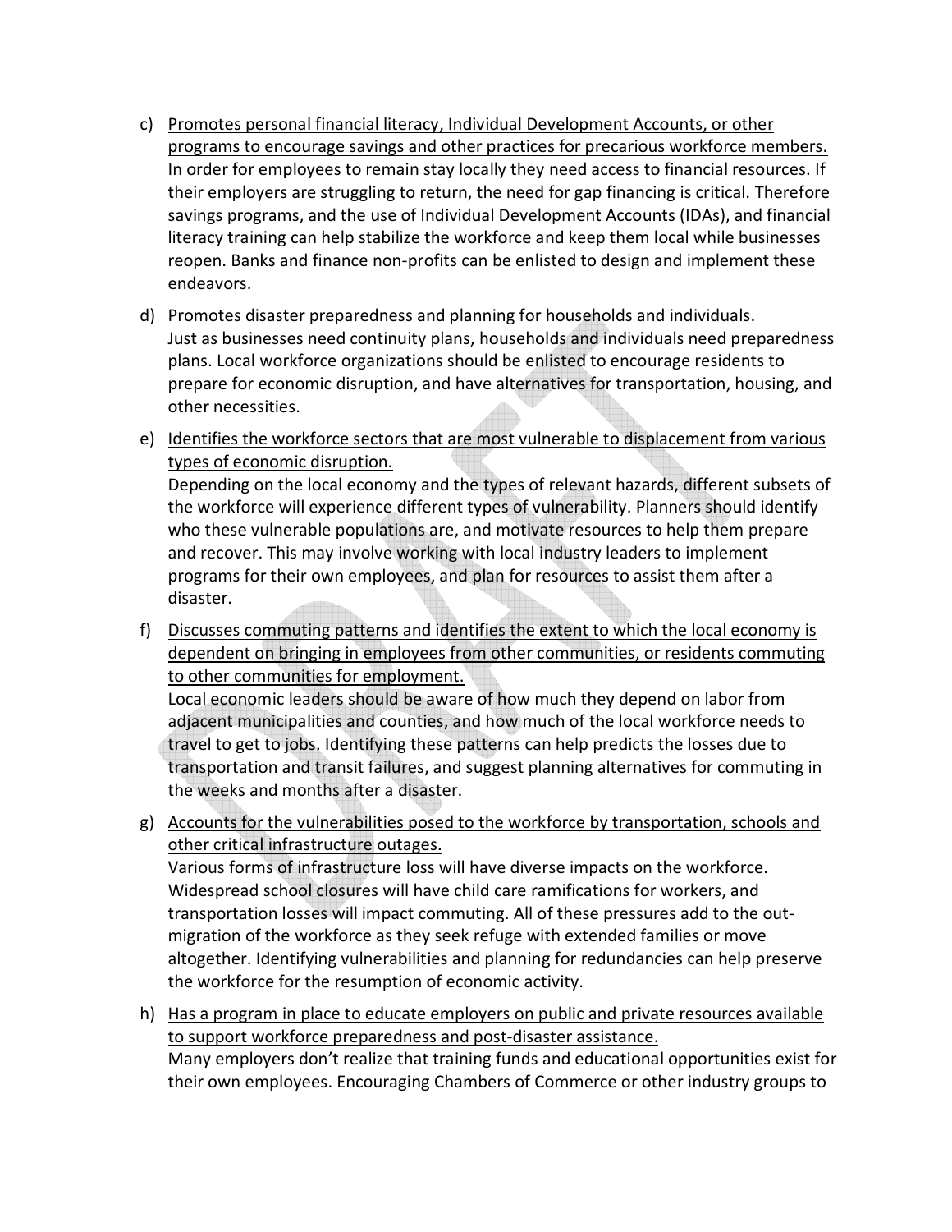c) <u>Promotes personal financial literacy, Individual Development Accounts, or other programs to encourage savings and other practices for precarious workforce members.</u>
   In order for employees to remain stay locally they need access to financial resources. If their employers are struggling to return, the need for gap financing is critical. Therefore savings programs, and the use of Individual Development Accounts (IDAs), and financial literacy training can help stabilize the workforce and keep them local while businesses reopen. Banks and finance non-profits can be enlisted to design and implement these endeavors.

d) <u>Promotes disaster preparedness and planning for households and individuals.</u>
   Just as businesses need continuity plans, households and individuals need preparedness plans. Local workforce organizations should be enlisted to encourage residents to prepare for economic disruption, and have alternatives for transportation, housing, and other necessities.

e) <u>Identifies the workforce sectors that are most vulnerable to displacement from various types of economic disruption.</u>
   Depending on the local economy and the types of relevant hazards, different subsets of the workforce will experience different types of vulnerability. Planners should identify who these vulnerable populations are, and motivate resources to help them prepare and recover. This may involve working with local industry leaders to implement programs for their own employees, and plan for resources to assist them after a disaster.

f) <u>Discusses commuting patterns and identifies the extent to which the local economy is dependent on bringing in employees from other communities, or residents commuting to other communities for employment.</u>
   Local economic leaders should be aware of how much they depend on labor from adjacent municipalities and counties, and how much of the local workforce needs to travel to get to jobs. Identifying these patterns can help predicts the losses due to transportation and transit failures, and suggest planning alternatives for commuting in the weeks and months after a disaster.

g) <u>Accounts for the vulnerabilities posed to the workforce by transportation, schools and other critical infrastructure outages.</u>
   Various forms of infrastructure loss will have diverse impacts on the workforce. Widespread school closures will have child care ramifications for workers, and transportation losses will impact commuting. All of these pressures add to the out-migration of the workforce as they seek refuge with extended families or move altogether. Identifying vulnerabilities and planning for redundancies can help preserve the workforce for the resumption of economic activity.

h) <u>Has a program in place to educate employers on public and private resources available to support workforce preparedness and post-disaster assistance.</u>
   Many employers don't realize that training funds and educational opportunities exist for their own employees. Encouraging Chambers of Commerce or other industry groups to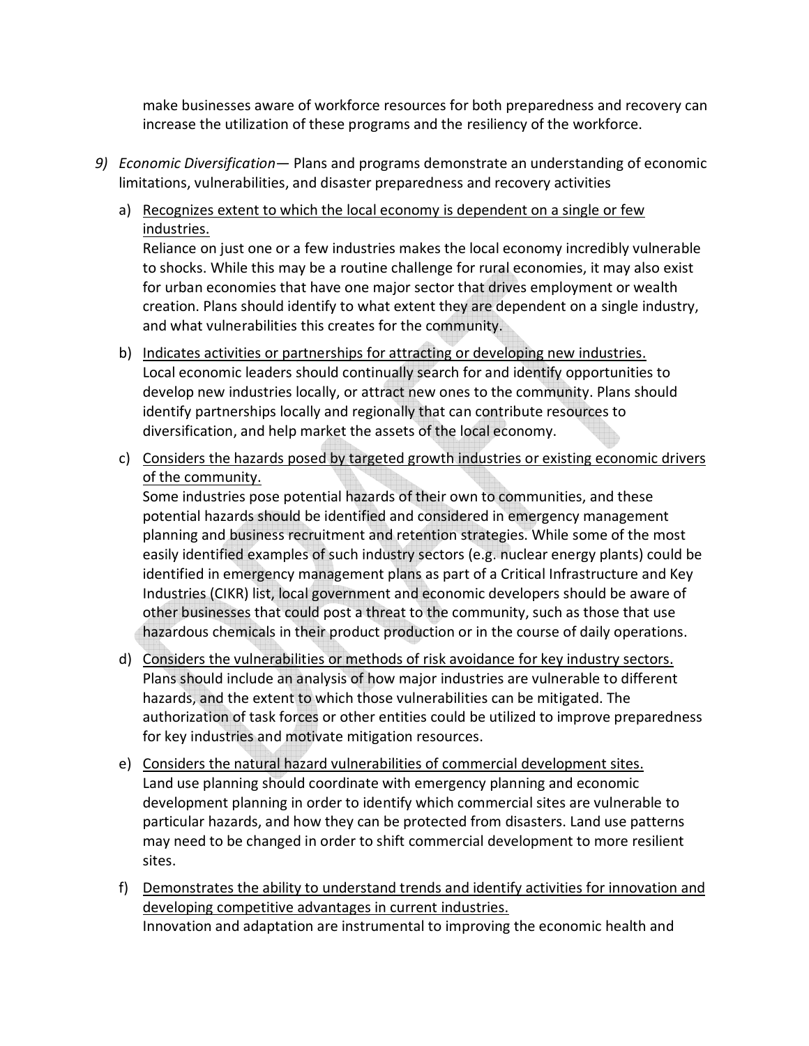make businesses aware of workforce resources for both preparedness and recovery can increase the utilization of these programs and the resiliency of the workforce.

9) *Economic Diversification*— Plans and programs demonstrate an understanding of economic limitations, vulnerabilities, and disaster preparedness and recovery activities

   a) Recognizes extent to which the local economy is dependent on a single or few industries.
   Reliance on just one or a few industries makes the local economy incredibly vulnerable to shocks. While this may be a routine challenge for rural economies, it may also exist for urban economies that have one major sector that drives employment or wealth creation. Plans should identify to what extent they are dependent on a single industry, and what vulnerabilities this creates for the community.

   b) Indicates activities or partnerships for attracting or developing new industries.
   Local economic leaders should continually search for and identify opportunities to develop new industries locally, or attract new ones to the community. Plans should identify partnerships locally and regionally that can contribute resources to diversification, and help market the assets of the local economy.

   c) Considers the hazards posed by targeted growth industries or existing economic drivers of the community.
   Some industries pose potential hazards of their own to communities, and these potential hazards should be identified and considered in emergency management planning and business recruitment and retention strategies. While some of the most easily identified examples of such industry sectors (e.g. nuclear energy plants) could be identified in emergency management plans as part of a Critical Infrastructure and Key Industries (CIKR) list, local government and economic developers should be aware of other businesses that could post a threat to the community, such as those that use hazardous chemicals in their product production or in the course of daily operations.

   d) Considers the vulnerabilities or methods of risk avoidance for key industry sectors.
   Plans should include an analysis of how major industries are vulnerable to different hazards, and the extent to which those vulnerabilities can be mitigated. The authorization of task forces or other entities could be utilized to improve preparedness for key industries and motivate mitigation resources.

   e) Considers the natural hazard vulnerabilities of commercial development sites.
   Land use planning should coordinate with emergency planning and economic development planning in order to identify which commercial sites are vulnerable to particular hazards, and how they can be protected from disasters. Land use patterns may need to be changed in order to shift commercial development to more resilient sites.

   f) Demonstrates the ability to understand trends and identify activities for innovation and developing competitive advantages in current industries.
   Innovation and adaptation are instrumental to improving the economic health and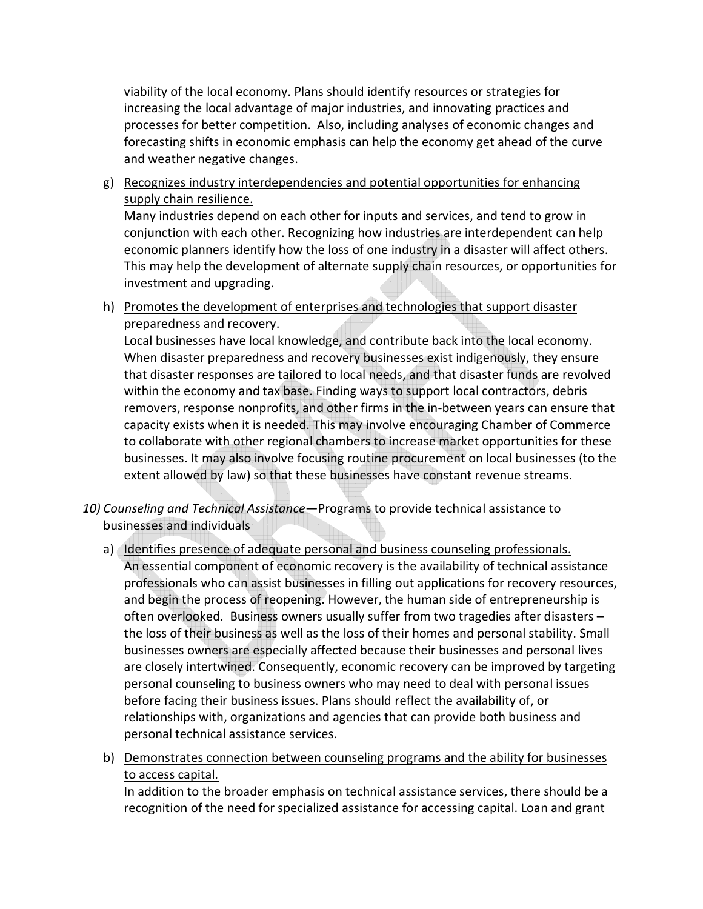viability of the local economy. Plans should identify resources or strategies for increasing the local advantage of major industries, and innovating practices and processes for better competition. Also, including analyses of economic changes and forecasting shifts in economic emphasis can help the economy get ahead of the curve and weather negative changes.

g) Recognizes industry interdependencies and potential opportunities for enhancing supply chain resilience.
   Many industries depend on each other for inputs and services, and tend to grow in conjunction with each other. Recognizing how industries are interdependent can help economic planners identify how the loss of one industry in a disaster will affect others. This may help the development of alternate supply chain resources, or opportunities for investment and upgrading.

h) Promotes the development of enterprises and technologies that support disaster preparedness and recovery.
   Local businesses have local knowledge, and contribute back into the local economy. When disaster preparedness and recovery businesses exist indigenously, they ensure that disaster responses are tailored to local needs, and that disaster funds are revolved within the economy and tax base. Finding ways to support local contractors, debris removers, response nonprofits, and other firms in the in-between years can ensure that capacity exists when it is needed. This may involve encouraging Chamber of Commerce to collaborate with other regional chambers to increase market opportunities for these businesses. It may also involve focusing routine procurement on local businesses (to the extent allowed by law) so that these businesses have constant revenue streams.

10) *Counseling and Technical Assistance*—Programs to provide technical assistance to businesses and individuals

   a) Identifies presence of adequate personal and business counseling professionals.
      An essential component of economic recovery is the availability of technical assistance professionals who can assist businesses in filling out applications for recovery resources, and begin the process of reopening. However, the human side of entrepreneurship is often overlooked. Business owners usually suffer from two tragedies after disasters – the loss of their business as well as the loss of their homes and personal stability. Small businesses owners are especially affected because their businesses and personal lives are closely intertwined. Consequently, economic recovery can be improved by targeting personal counseling to business owners who may need to deal with personal issues before facing their business issues. Plans should reflect the availability of, or relationships with, organizations and agencies that can provide both business and personal technical assistance services.

   b) Demonstrates connection between counseling programs and the ability for businesses to access capital.
      In addition to the broader emphasis on technical assistance services, there should be a recognition of the need for specialized assistance for accessing capital. Loan and grant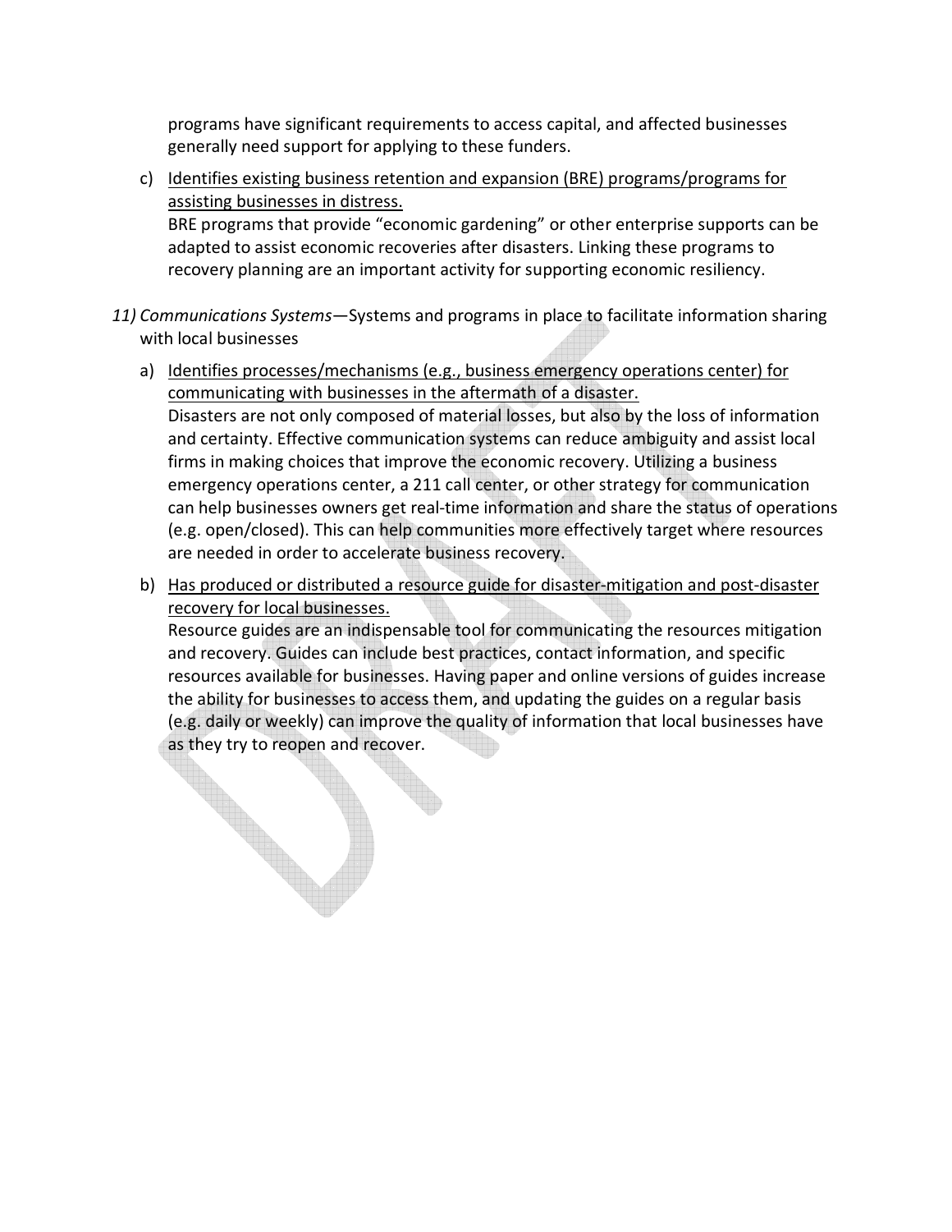programs have significant requirements to access capital, and affected businesses generally need support for applying to these funders.

c) Identifies existing business retention and expansion (BRE) programs/programs for assisting businesses in distress.
   BRE programs that provide “economic gardening” or other enterprise supports can be adapted to assist economic recoveries after disasters. Linking these programs to recovery planning are an important activity for supporting economic resiliency.

11) *Communications Systems*—Systems and programs in place to facilitate information sharing with local businesses

   a) Identifies processes/mechanisms (e.g., business emergency operations center) for communicating with businesses in the aftermath of a disaster.
      Disasters are not only composed of material losses, but also by the loss of information and certainty. Effective communication systems can reduce ambiguity and assist local firms in making choices that improve the economic recovery. Utilizing a business emergency operations center, a 211 call center, or other strategy for communication can help businesses owners get real-time information and share the status of operations (e.g. open/closed). This can help communities more effectively target where resources are needed in order to accelerate business recovery.

   b) Has produced or distributed a resource guide for disaster-mitigation and post-disaster recovery for local businesses.
      Resource guides are an indispensable tool for communicating the resources mitigation and recovery. Guides can include best practices, contact information, and specific resources available for businesses. Having paper and online versions of guides increase the ability for businesses to access them, and updating the guides on a regular basis (e.g. daily or weekly) can improve the quality of information that local businesses have as they try to reopen and recover.